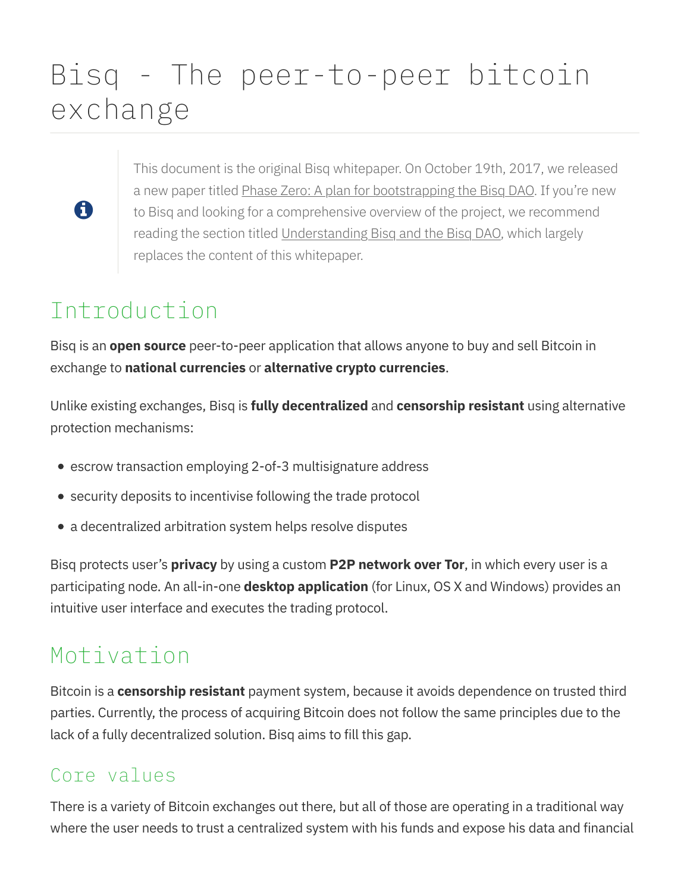# Bisq - The peer-to-peer bitcoin exchange

> This document is the original Bisq whitepaper. On October 19th, 2017, we released a new paper titled Phase Zero: A plan for bootstrapping the Bisq DAO. If you're new to Bisq and looking for a comprehensive overview of the project, we recommend reading the section titled Understanding Bisq and the Bisq DAO, which largely replaces the content of this whitepaper.

## Introduction

Bisq is an **open source** peer-to-peer application that allows anyone to buy and sell Bitcoin in exchange to **national currencies** or **alternative crypto currencies**.

Unlike existing exchanges, Bisq is **fully decentralized** and **censorship resistant** using alternative protection mechanisms:

- escrow transaction employing 2-of-3 multisignature address
- security deposits to incentivise following the trade protocol
- a decentralized arbitration system helps resolve disputes

Bisq protects user's **privacy** by using a custom **P2P network over Tor**, in which every user is a participating node. An all-in-one **desktop application** (for Linux, OS X and Windows) provides an intuitive user interface and executes the trading protocol.

## Motivation

Bitcoin is a **censorship resistant** payment system, because it avoids dependence on trusted third parties. Currently, the process of acquiring Bitcoin does not follow the same principles due to the lack of a fully decentralized solution. Bisq aims to fill this gap.

### Core values

There is a variety of Bitcoin exchanges out there, but all of those are operating in a traditional way where the user needs to trust a centralized system with his funds and expose his data and financial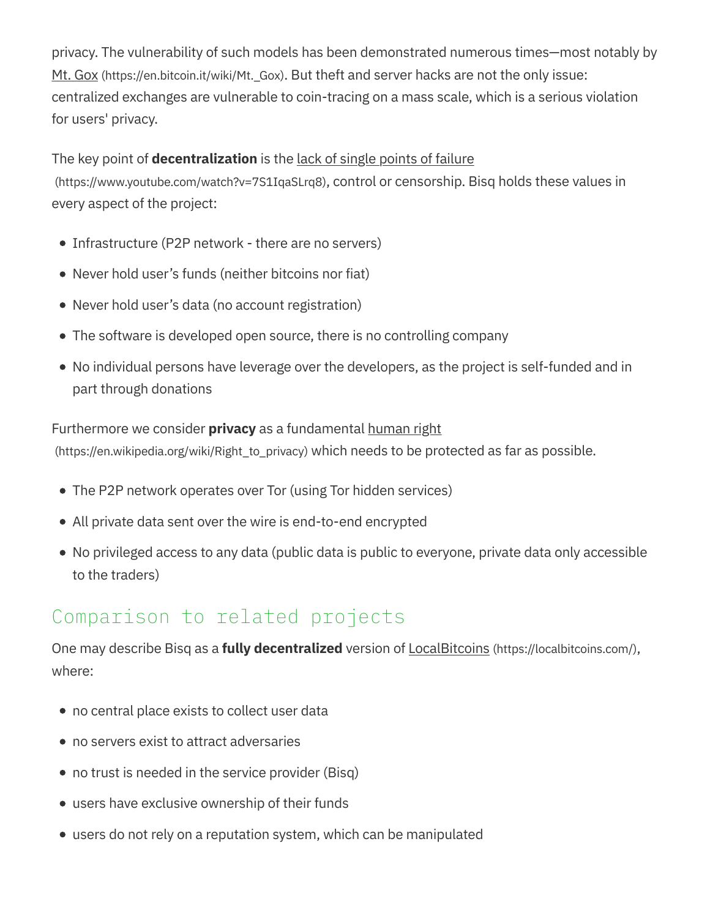privacy. The vulnerability of such models has been demonstrated numerous times—most notably by Mt. Gox (https://en.bitcoin.it/wiki/Mt._Gox). But theft and server hacks are not the only issue: centralized exchanges are vulnerable to coin-tracing on a mass scale, which is a serious violation for users' privacy.

The key point of **decentralization** is the lack of single points of failure (https://www.youtube.com/watch?v=7S1IqaSLrq8), control or censorship. Bisq holds these values in every aspect of the project:

- Infrastructure (P2P network - there are no servers)
- Never hold user's funds (neither bitcoins nor fiat)
- Never hold user's data (no account registration)
- The software is developed open source, there is no controlling company
- No individual persons have leverage over the developers, as the project is self-funded and in part through donations

Furthermore we consider **privacy** as a fundamental human right (https://en.wikipedia.org/wiki/Right_to_privacy) which needs to be protected as far as possible.

- The P2P network operates over Tor (using Tor hidden services)
- All private data sent over the wire is end-to-end encrypted
- No privileged access to any data (public data is public to everyone, private data only accessible to the traders)

## Comparison to related projects

One may describe Bisq as a **fully decentralized** version of LocalBitcoins (https://localbitcoins.com/), where:

- no central place exists to collect user data
- no servers exist to attract adversaries
- no trust is needed in the service provider (Bisq)
- users have exclusive ownership of their funds
- users do not rely on a reputation system, which can be manipulated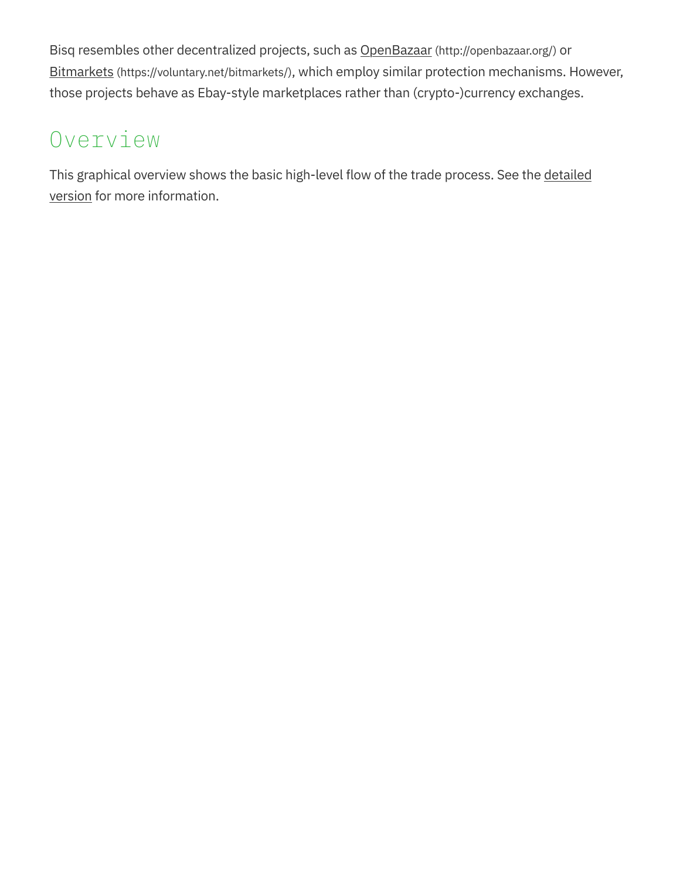Bisq resembles other decentralized projects, such as OpenBazaar (http://openbazaar.org/) or Bitmarkets (https://voluntary.net/bitmarkets/), which employ similar protection mechanisms. However, those projects behave as Ebay-style marketplaces rather than (crypto-)currency exchanges.

## Overview

This graphical overview shows the basic high-level flow of the trade process. See the detailed version for more information.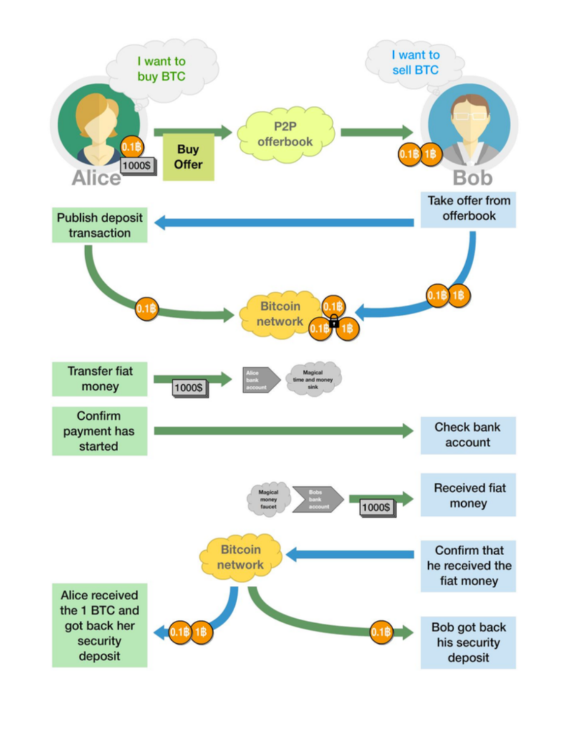I want to buy BTC

I want to sell BTC

Alice

Bob

0.1Ƀ

1000$

Buy Offer

P2P offerbook

0.1Ƀ 1Ƀ

Take offer from offerbook

Publish deposit transaction

0.1Ƀ

Bitcoin network

0.1Ƀ

0.1Ƀ 1Ƀ

0.1Ƀ 1Ƀ

Transfer fiat money

1000$

Alice bank account

Magical time and money sink

Confirm payment has started

Check bank account

Magical money faucet

Bobs bank account

1000$

Received fiat money

Bitcoin network

Confirm that he received the fiat money

Alice received the 1 BTC and got back her security deposit

0.1Ƀ 1Ƀ

0.1Ƀ

Bob got back his security deposit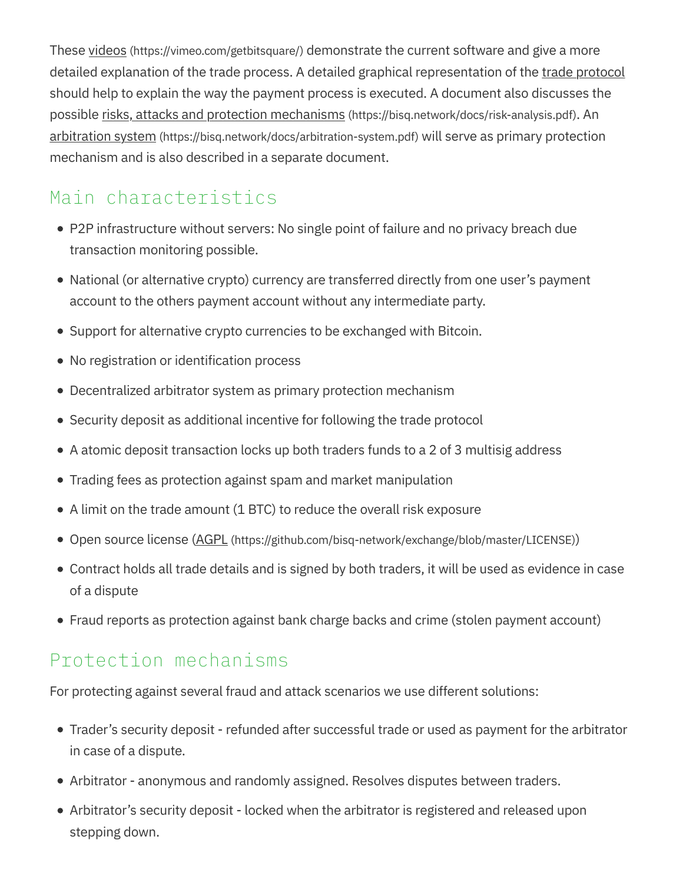These videos (https://vimeo.com/getbitsquare/) demonstrate the current software and give a more detailed explanation of the trade process. A detailed graphical representation of the trade protocol should help to explain the way the payment process is executed. A document also discusses the possible risks, attacks and protection mechanisms (https://bisq.network/docs/risk-analysis.pdf). An arbitration system (https://bisq.network/docs/arbitration-system.pdf) will serve as primary protection mechanism and is also described in a separate document.

## Main characteristics

- P2P infrastructure without servers: No single point of failure and no privacy breach due transaction monitoring possible.
- National (or alternative crypto) currency are transferred directly from one user's payment account to the others payment account without any intermediate party.
- Support for alternative crypto currencies to be exchanged with Bitcoin.
- No registration or identification process
- Decentralized arbitrator system as primary protection mechanism
- Security deposit as additional incentive for following the trade protocol
- A atomic deposit transaction locks up both traders funds to a 2 of 3 multisig address
- Trading fees as protection against spam and market manipulation
- A limit on the trade amount (1 BTC) to reduce the overall risk exposure
- Open source license (AGPL (https://github.com/bisq-network/exchange/blob/master/LICENSE))
- Contract holds all trade details and is signed by both traders, it will be used as evidence in case of a dispute
- Fraud reports as protection against bank charge backs and crime (stolen payment account)

## Protection mechanisms

For protecting against several fraud and attack scenarios we use different solutions:

- Trader's security deposit - refunded after successful trade or used as payment for the arbitrator in case of a dispute.
- Arbitrator - anonymous and randomly assigned. Resolves disputes between traders.
- Arbitrator's security deposit - locked when the arbitrator is registered and released upon stepping down.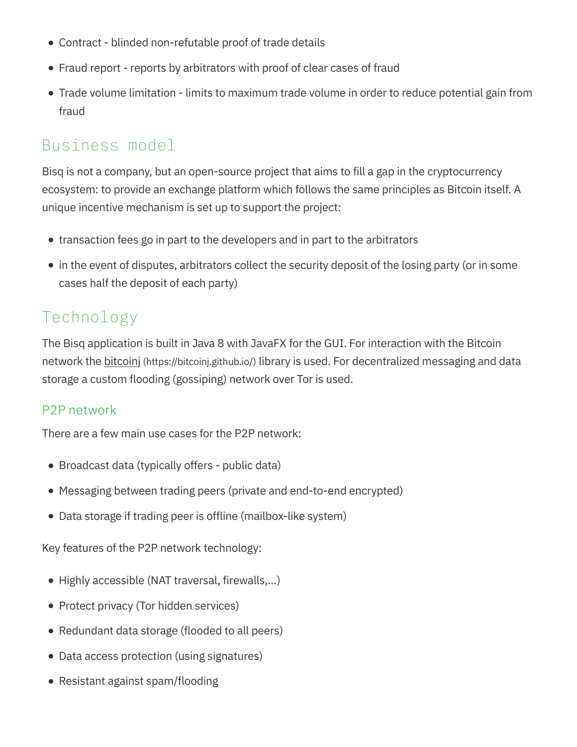- Contract - blinded non-refutable proof of trade details
- Fraud report - reports by arbitrators with proof of clear cases of fraud
- Trade volume limitation - limits to maximum trade volume in order to reduce potential gain from fraud

## Business model

Bisq is not a company, but an open-source project that aims to fill a gap in the cryptocurrency ecosystem: to provide an exchange platform which follows the same principles as Bitcoin itself. A unique incentive mechanism is set up to support the project:

- transaction fees go in part to the developers and in part to the arbitrators
- in the event of disputes, arbitrators collect the security deposit of the losing party (or in some cases half the deposit of each party)

## Technology

The Bisq application is built in Java 8 with JavaFX for the GUI. For interaction with the Bitcoin network the bitcoinj (https://bitcoinj.github.io/) library is used. For decentralized messaging and data storage a custom flooding (gossiping) network over Tor is used.

### P2P network

There are a few main use cases for the P2P network:

- Broadcast data (typically offers - public data)
- Messaging between trading peers (private and end-to-end encrypted)
- Data storage if trading peer is offline (mailbox-like system)

Key features of the P2P network technology:

- Highly accessible (NAT traversal, firewalls,...)
- Protect privacy (Tor hidden services)
- Redundant data storage (flooded to all peers)
- Data access protection (using signatures)
- Resistant against spam/flooding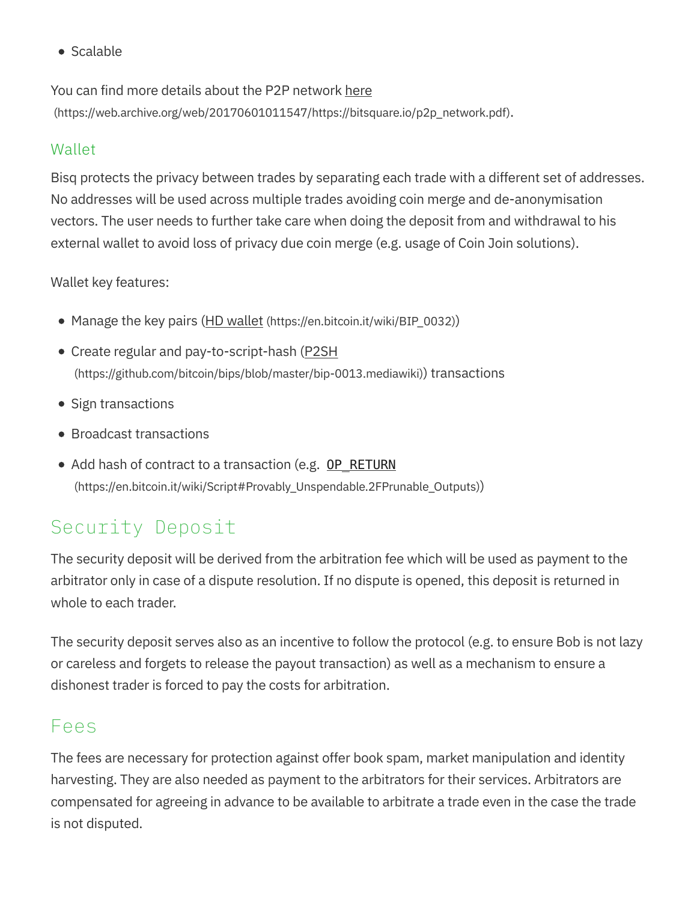- Scalable

You can find more details about the P2P network here (https://web.archive.org/web/20170601011547/https://bitsquare.io/p2p_network.pdf).

### Wallet

Bisq protects the privacy between trades by separating each trade with a different set of addresses. No addresses will be used across multiple trades avoiding coin merge and de-anonymisation vectors. The user needs to further take care when doing the deposit from and withdrawal to his external wallet to avoid loss of privacy due coin merge (e.g. usage of Coin Join solutions).

Wallet key features:

- Manage the key pairs (HD wallet (https://en.bitcoin.it/wiki/BIP_0032))
- Create regular and pay-to-script-hash (P2SH (https://github.com/bitcoin/bips/blob/master/bip-0013.mediawiki)) transactions
- Sign transactions
- Broadcast transactions
- Add hash of contract to a transaction (e.g. `OP_RETURN` (https://en.bitcoin.it/wiki/Script#Provably_Unspendable.2FPrunable_Outputs))

## Security Deposit

The security deposit will be derived from the arbitration fee which will be used as payment to the arbitrator only in case of a dispute resolution. If no dispute is opened, this deposit is returned in whole to each trader.

The security deposit serves also as an incentive to follow the protocol (e.g. to ensure Bob is not lazy or careless and forgets to release the payout transaction) as well as a mechanism to ensure a dishonest trader is forced to pay the costs for arbitration.

### Fees

The fees are necessary for protection against offer book spam, market manipulation and identity harvesting. They are also needed as payment to the arbitrators for their services. Arbitrators are compensated for agreeing in advance to be available to arbitrate a trade even in the case the trade is not disputed.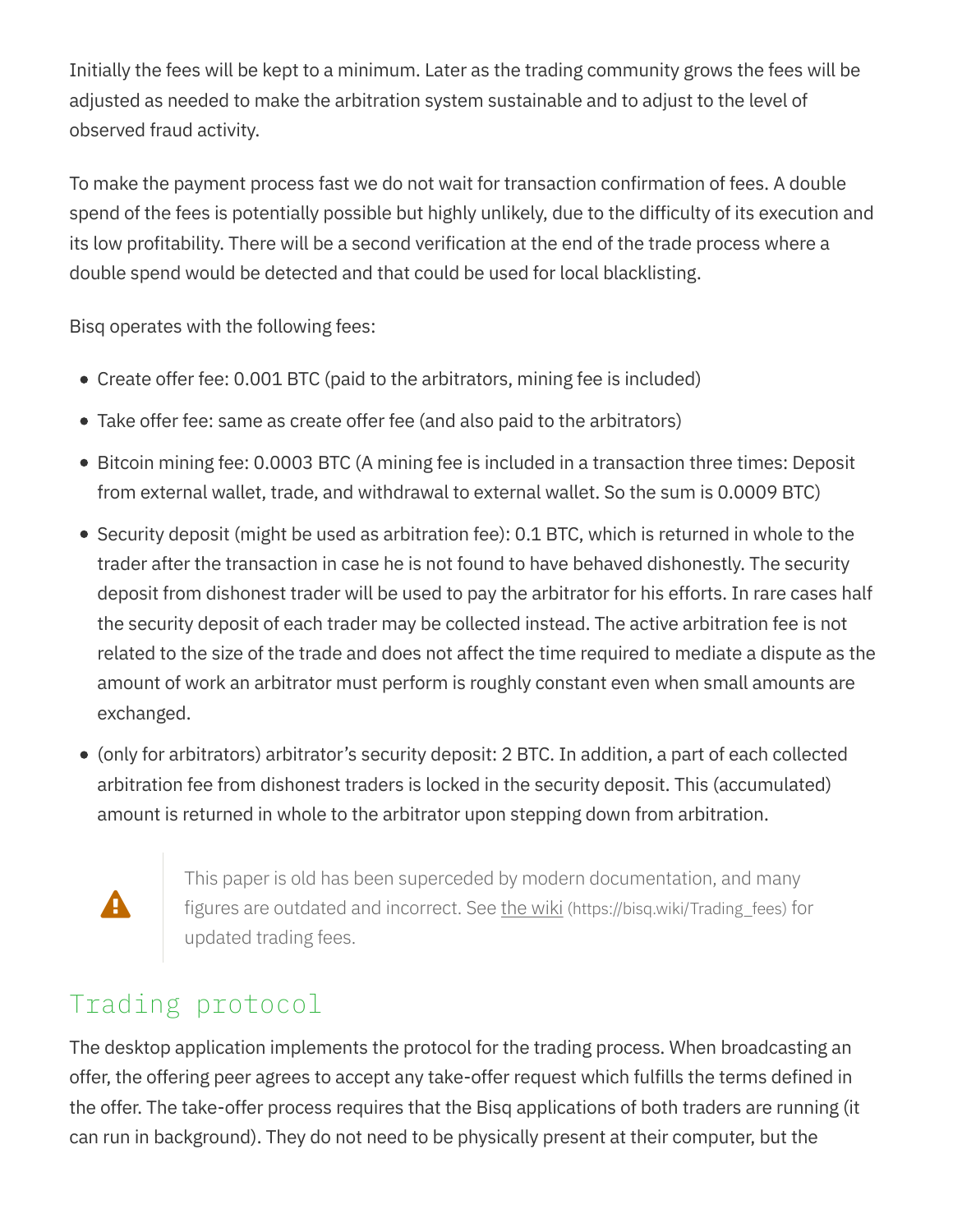Initially the fees will be kept to a minimum. Later as the trading community grows the fees will be adjusted as needed to make the arbitration system sustainable and to adjust to the level of observed fraud activity.

To make the payment process fast we do not wait for transaction confirmation of fees. A double spend of the fees is potentially possible but highly unlikely, due to the difficulty of its execution and its low profitability. There will be a second verification at the end of the trade process where a double spend would be detected and that could be used for local blacklisting.

Bisq operates with the following fees:

- Create offer fee: 0.001 BTC (paid to the arbitrators, mining fee is included)
- Take offer fee: same as create offer fee (and also paid to the arbitrators)
- Bitcoin mining fee: 0.0003 BTC (A mining fee is included in a transaction three times: Deposit from external wallet, trade, and withdrawal to external wallet. So the sum is 0.0009 BTC)
- Security deposit (might be used as arbitration fee): 0.1 BTC, which is returned in whole to the trader after the transaction in case he is not found to have behaved dishonestly. The security deposit from dishonest trader will be used to pay the arbitrator for his efforts. In rare cases half the security deposit of each trader may be collected instead. The active arbitration fee is not related to the size of the trade and does not affect the time required to mediate a dispute as the amount of work an arbitrator must perform is roughly constant even when small amounts are exchanged.
- (only for arbitrators) arbitrator's security deposit: 2 BTC. In addition, a part of each collected arbitration fee from dishonest traders is locked in the security deposit. This (accumulated) amount is returned in whole to the arbitrator upon stepping down from arbitration.

> ⚠ This paper is old has been superceded by modern documentation, and many figures are outdated and incorrect. See the wiki (https://bisq.wiki/Trading_fees) for updated trading fees.

## Trading protocol

The desktop application implements the protocol for the trading process. When broadcasting an offer, the offering peer agrees to accept any take-offer request which fulfills the terms defined in the offer. The take-offer process requires that the Bisq applications of both traders are running (it can run in background). They do not need to be physically present at their computer, but the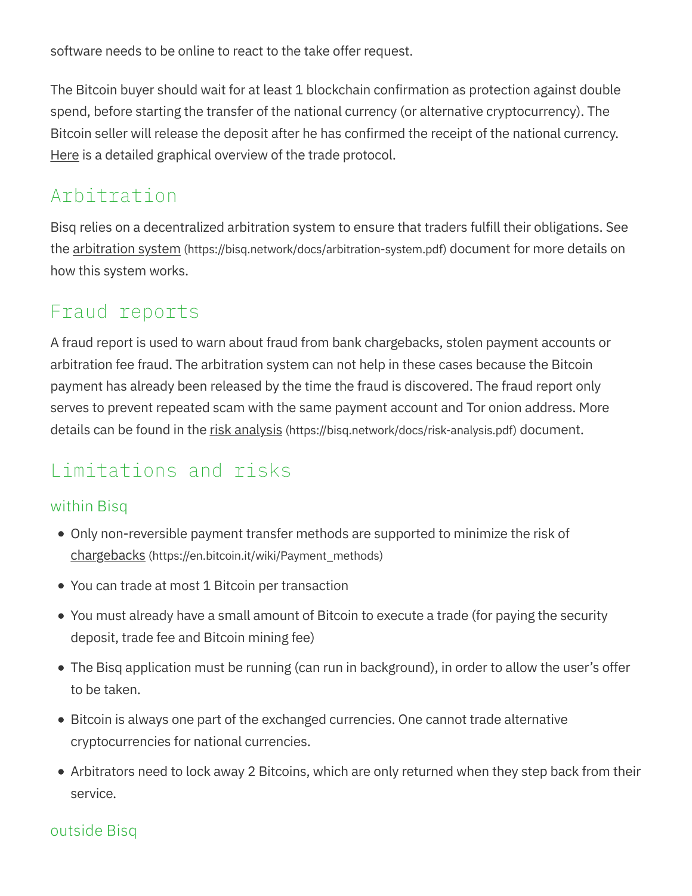software needs to be online to react to the take offer request.

The Bitcoin buyer should wait for at least 1 blockchain confirmation as protection against double spend, before starting the transfer of the national currency (or alternative cryptocurrency). The Bitcoin seller will release the deposit after he has confirmed the receipt of the national currency. Here is a detailed graphical overview of the trade protocol.

## Arbitration

Bisq relies on a decentralized arbitration system to ensure that traders fulfill their obligations. See the arbitration system (https://bisq.network/docs/arbitration-system.pdf) document for more details on how this system works.

## Fraud reports

A fraud report is used to warn about fraud from bank chargebacks, stolen payment accounts or arbitration fee fraud. The arbitration system can not help in these cases because the Bitcoin payment has already been released by the time the fraud is discovered. The fraud report only serves to prevent repeated scam with the same payment account and Tor onion address. More details can be found in the risk analysis (https://bisq.network/docs/risk-analysis.pdf) document.

## Limitations and risks

### within Bisq

- Only non-reversible payment transfer methods are supported to minimize the risk of chargebacks (https://en.bitcoin.it/wiki/Payment_methods)
- You can trade at most 1 Bitcoin per transaction
- You must already have a small amount of Bitcoin to execute a trade (for paying the security deposit, trade fee and Bitcoin mining fee)
- The Bisq application must be running (can run in background), in order to allow the user's offer to be taken.
- Bitcoin is always one part of the exchanged currencies. One cannot trade alternative cryptocurrencies for national currencies.
- Arbitrators need to lock away 2 Bitcoins, which are only returned when they step back from their service.

### outside Bisq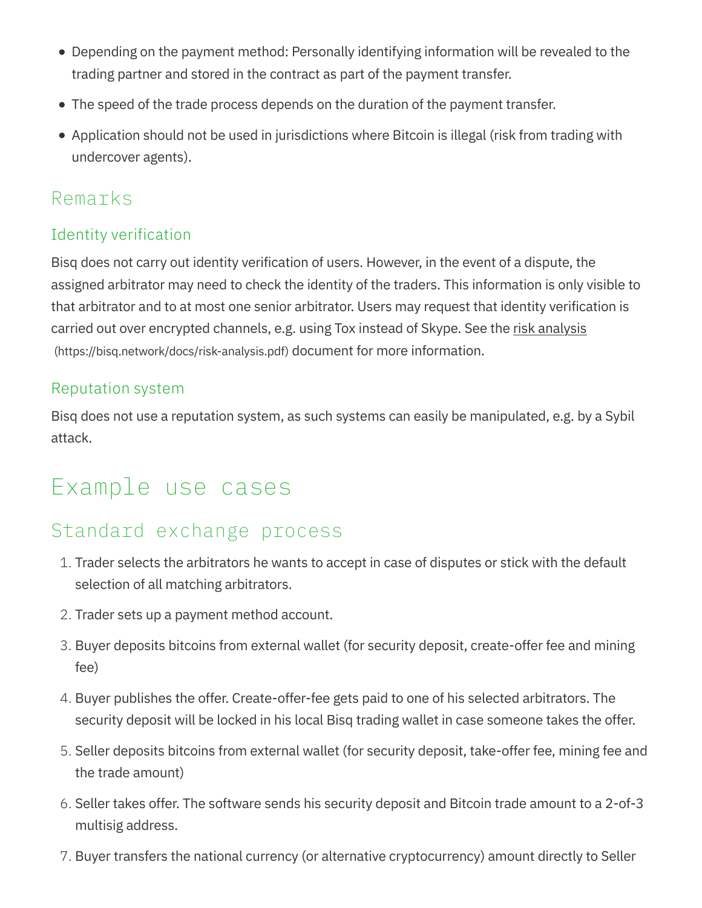- Depending on the payment method: Personally identifying information will be revealed to the trading partner and stored in the contract as part of the payment transfer.
- The speed of the trade process depends on the duration of the payment transfer.
- Application should not be used in jurisdictions where Bitcoin is illegal (risk from trading with undercover agents).

## Remarks

### Identity verification

Bisq does not carry out identity verification of users. However, in the event of a dispute, the assigned arbitrator may need to check the identity of the traders. This information is only visible to that arbitrator and to at most one senior arbitrator. Users may request that identity verification is carried out over encrypted channels, e.g. using Tox instead of Skype. See the risk analysis (https://bisq.network/docs/risk-analysis.pdf) document for more information.

### Reputation system

Bisq does not use a reputation system, as such systems can easily be manipulated, e.g. by a Sybil attack.

# Example use cases

## Standard exchange process

1. Trader selects the arbitrators he wants to accept in case of disputes or stick with the default selection of all matching arbitrators.
2. Trader sets up a payment method account.
3. Buyer deposits bitcoins from external wallet (for security deposit, create-offer fee and mining fee)
4. Buyer publishes the offer. Create-offer-fee gets paid to one of his selected arbitrators. The security deposit will be locked in his local Bisq trading wallet in case someone takes the offer.
5. Seller deposits bitcoins from external wallet (for security deposit, take-offer fee, mining fee and the trade amount)
6. Seller takes offer. The software sends his security deposit and Bitcoin trade amount to a 2-of-3 multisig address.
7. Buyer transfers the national currency (or alternative cryptocurrency) amount directly to Seller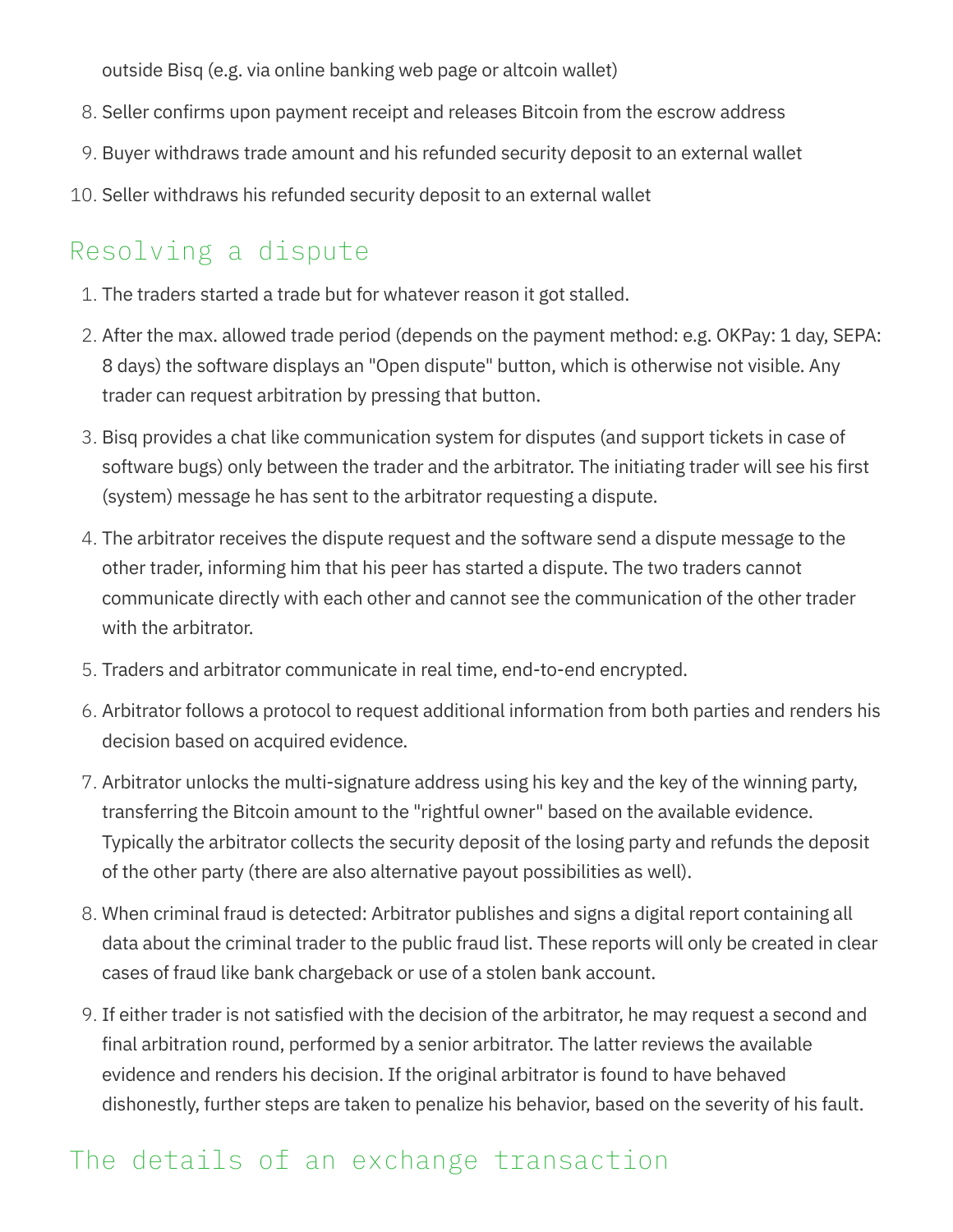outside Bisq (e.g. via online banking web page or altcoin wallet)

8. Seller confirms upon payment receipt and releases Bitcoin from the escrow address
9. Buyer withdraws trade amount and his refunded security deposit to an external wallet
10. Seller withdraws his refunded security deposit to an external wallet

## Resolving a dispute

1. The traders started a trade but for whatever reason it got stalled.
2. After the max. allowed trade period (depends on the payment method: e.g. OKPay: 1 day, SEPA: 8 days) the software displays an "Open dispute" button, which is otherwise not visible. Any trader can request arbitration by pressing that button.
3. Bisq provides a chat like communication system for disputes (and support tickets in case of software bugs) only between the trader and the arbitrator. The initiating trader will see his first (system) message he has sent to the arbitrator requesting a dispute.
4. The arbitrator receives the dispute request and the software send a dispute message to the other trader, informing him that his peer has started a dispute. The two traders cannot communicate directly with each other and cannot see the communication of the other trader with the arbitrator.
5. Traders and arbitrator communicate in real time, end-to-end encrypted.
6. Arbitrator follows a protocol to request additional information from both parties and renders his decision based on acquired evidence.
7. Arbitrator unlocks the multi-signature address using his key and the key of the winning party, transferring the Bitcoin amount to the "rightful owner" based on the available evidence. Typically the arbitrator collects the security deposit of the losing party and refunds the deposit of the other party (there are also alternative payout possibilities as well).
8. When criminal fraud is detected: Arbitrator publishes and signs a digital report containing all data about the criminal trader to the public fraud list. These reports will only be created in clear cases of fraud like bank chargeback or use of a stolen bank account.
9. If either trader is not satisfied with the decision of the arbitrator, he may request a second and final arbitration round, performed by a senior arbitrator. The latter reviews the available evidence and renders his decision. If the original arbitrator is found to have behaved dishonestly, further steps are taken to penalize his behavior, based on the severity of his fault.

## The details of an exchange transaction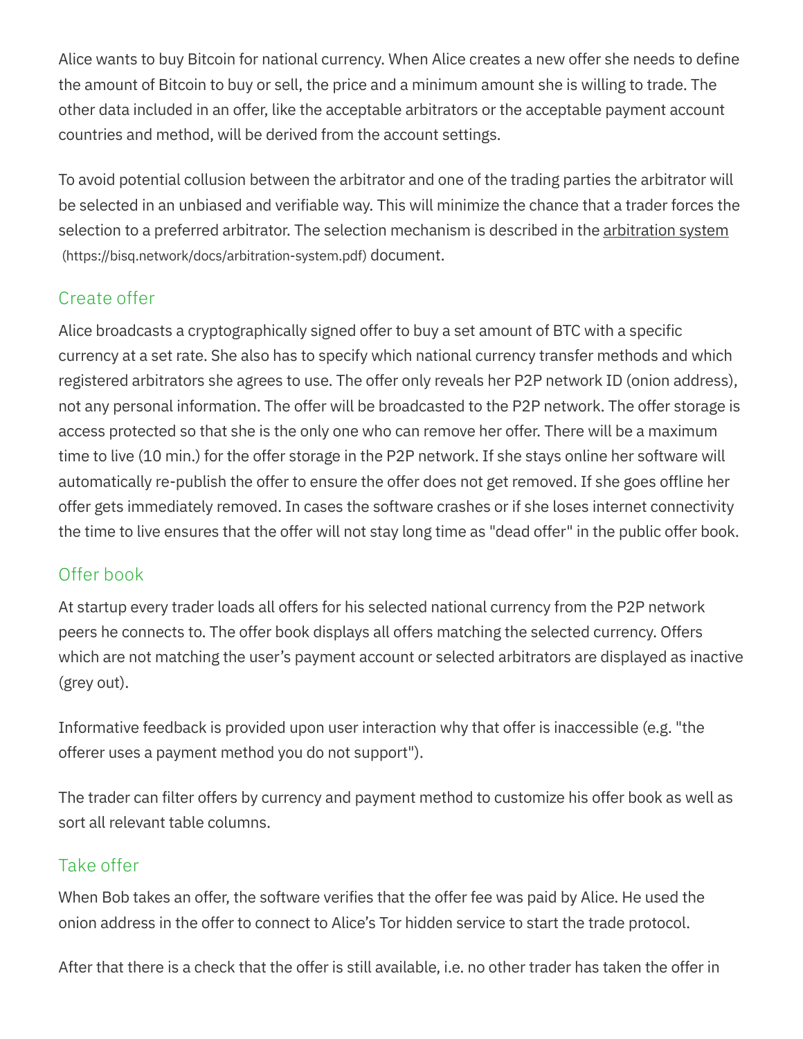Alice wants to buy Bitcoin for national currency. When Alice creates a new offer she needs to define the amount of Bitcoin to buy or sell, the price and a minimum amount she is willing to trade. The other data included in an offer, like the acceptable arbitrators or the acceptable payment account countries and method, will be derived from the account settings.

To avoid potential collusion between the arbitrator and one of the trading parties the arbitrator will be selected in an unbiased and verifiable way. This will minimize the chance that a trader forces the selection to a preferred arbitrator. The selection mechanism is described in the arbitration system (https://bisq.network/docs/arbitration-system.pdf) document.

## Create offer

Alice broadcasts a cryptographically signed offer to buy a set amount of BTC with a specific currency at a set rate. She also has to specify which national currency transfer methods and which registered arbitrators she agrees to use. The offer only reveals her P2P network ID (onion address), not any personal information. The offer will be broadcasted to the P2P network. The offer storage is access protected so that she is the only one who can remove her offer. There will be a maximum time to live (10 min.) for the offer storage in the P2P network. If she stays online her software will automatically re-publish the offer to ensure the offer does not get removed. If she goes offline her offer gets immediately removed. In cases the software crashes or if she loses internet connectivity the time to live ensures that the offer will not stay long time as "dead offer" in the public offer book.

## Offer book

At startup every trader loads all offers for his selected national currency from the P2P network peers he connects to. The offer book displays all offers matching the selected currency. Offers which are not matching the user's payment account or selected arbitrators are displayed as inactive (grey out).

Informative feedback is provided upon user interaction why that offer is inaccessible (e.g. "the offerer uses a payment method you do not support").

The trader can filter offers by currency and payment method to customize his offer book as well as sort all relevant table columns.

## Take offer

When Bob takes an offer, the software verifies that the offer fee was paid by Alice. He used the onion address in the offer to connect to Alice's Tor hidden service to start the trade protocol.

After that there is a check that the offer is still available, i.e. no other trader has taken the offer in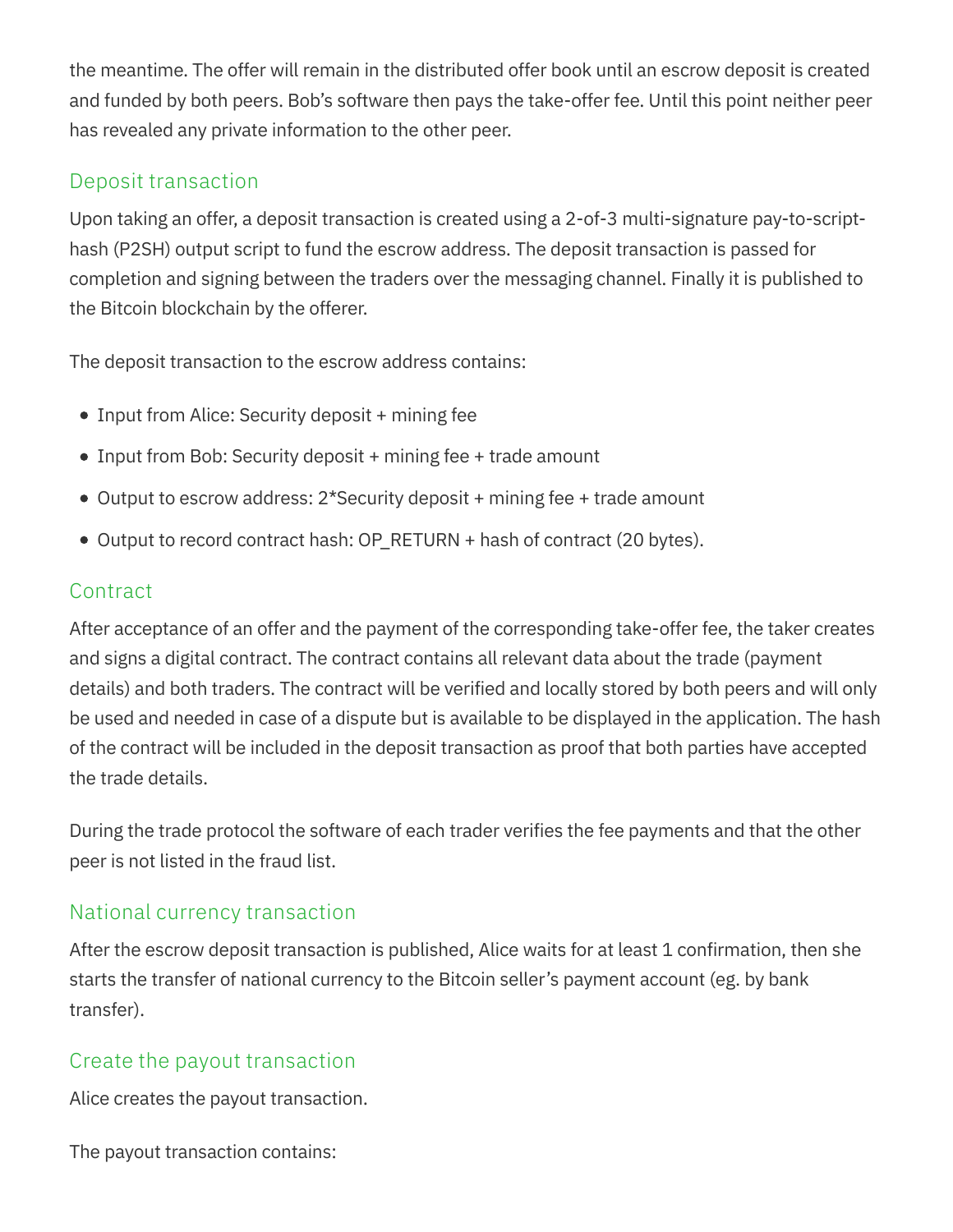the meantime. The offer will remain in the distributed offer book until an escrow deposit is created and funded by both peers. Bob's software then pays the take-offer fee. Until this point neither peer has revealed any private information to the other peer.

### Deposit transaction

Upon taking an offer, a deposit transaction is created using a 2-of-3 multi-signature pay-to-script-hash (P2SH) output script to fund the escrow address. The deposit transaction is passed for completion and signing between the traders over the messaging channel. Finally it is published to the Bitcoin blockchain by the offerer.

The deposit transaction to the escrow address contains:

- Input from Alice: Security deposit + mining fee
- Input from Bob: Security deposit + mining fee + trade amount
- Output to escrow address: 2*Security deposit + mining fee + trade amount
- Output to record contract hash: OP_RETURN + hash of contract (20 bytes).

### Contract

After acceptance of an offer and the payment of the corresponding take-offer fee, the taker creates and signs a digital contract. The contract contains all relevant data about the trade (payment details) and both traders. The contract will be verified and locally stored by both peers and will only be used and needed in case of a dispute but is available to be displayed in the application. The hash of the contract will be included in the deposit transaction as proof that both parties have accepted the trade details.

During the trade protocol the software of each trader verifies the fee payments and that the other peer is not listed in the fraud list.

### National currency transaction

After the escrow deposit transaction is published, Alice waits for at least 1 confirmation, then she starts the transfer of national currency to the Bitcoin seller's payment account (eg. by bank transfer).

### Create the payout transaction

Alice creates the payout transaction.

The payout transaction contains: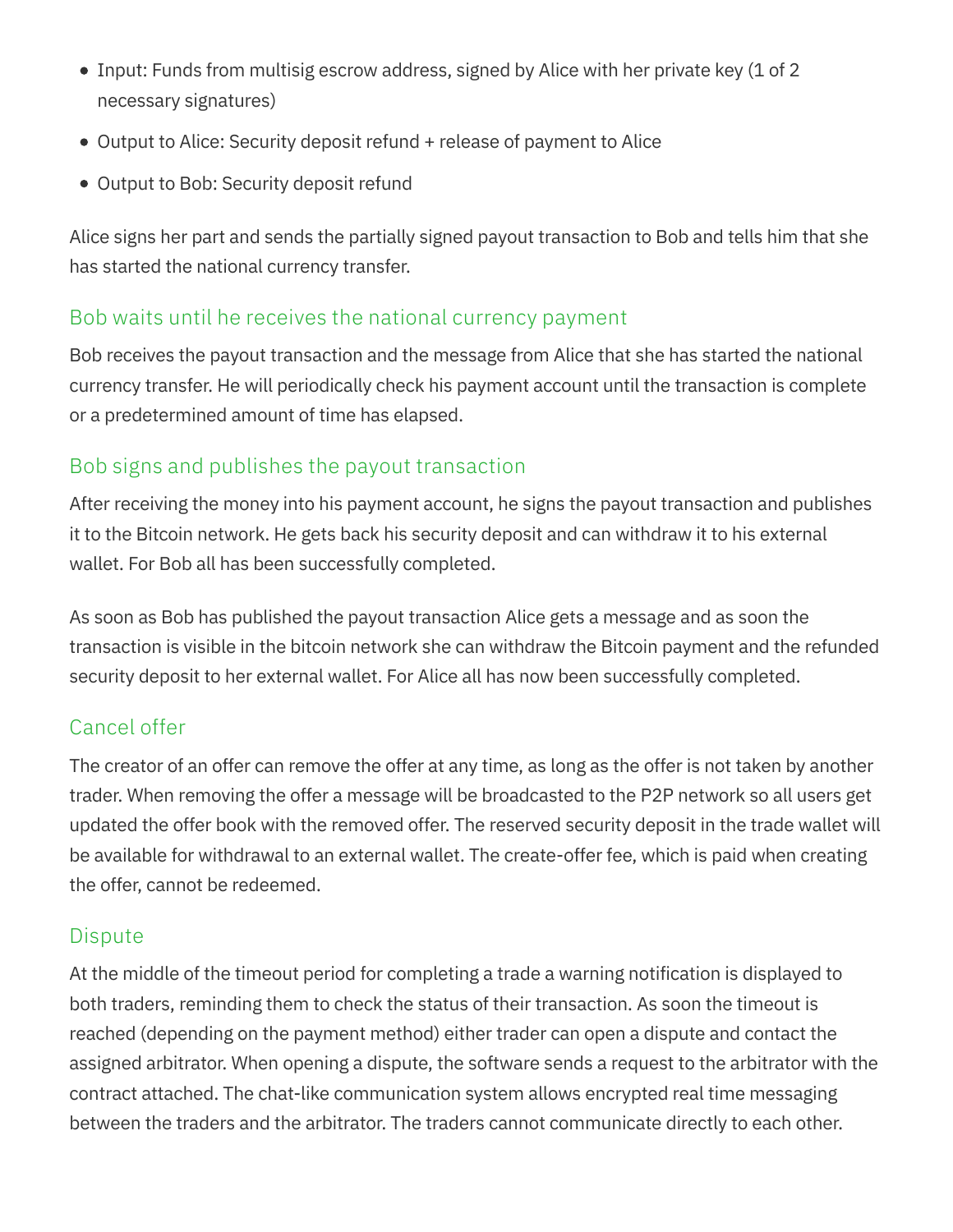- Input: Funds from multisig escrow address, signed by Alice with her private key (1 of 2 necessary signatures)
- Output to Alice: Security deposit refund + release of payment to Alice
- Output to Bob: Security deposit refund

Alice signs her part and sends the partially signed payout transaction to Bob and tells him that she has started the national currency transfer.

### Bob waits until he receives the national currency payment

Bob receives the payout transaction and the message from Alice that she has started the national currency transfer. He will periodically check his payment account until the transaction is complete or a predetermined amount of time has elapsed.

### Bob signs and publishes the payout transaction

After receiving the money into his payment account, he signs the payout transaction and publishes it to the Bitcoin network. He gets back his security deposit and can withdraw it to his external wallet. For Bob all has been successfully completed.

As soon as Bob has published the payout transaction Alice gets a message and as soon the transaction is visible in the bitcoin network she can withdraw the Bitcoin payment and the refunded security deposit to her external wallet. For Alice all has now been successfully completed.

### Cancel offer

The creator of an offer can remove the offer at any time, as long as the offer is not taken by another trader. When removing the offer a message will be broadcasted to the P2P network so all users get updated the offer book with the removed offer. The reserved security deposit in the trade wallet will be available for withdrawal to an external wallet. The create-offer fee, which is paid when creating the offer, cannot be redeemed.

### Dispute

At the middle of the timeout period for completing a trade a warning notification is displayed to both traders, reminding them to check the status of their transaction. As soon the timeout is reached (depending on the payment method) either trader can open a dispute and contact the assigned arbitrator. When opening a dispute, the software sends a request to the arbitrator with the contract attached. The chat-like communication system allows encrypted real time messaging between the traders and the arbitrator. The traders cannot communicate directly to each other.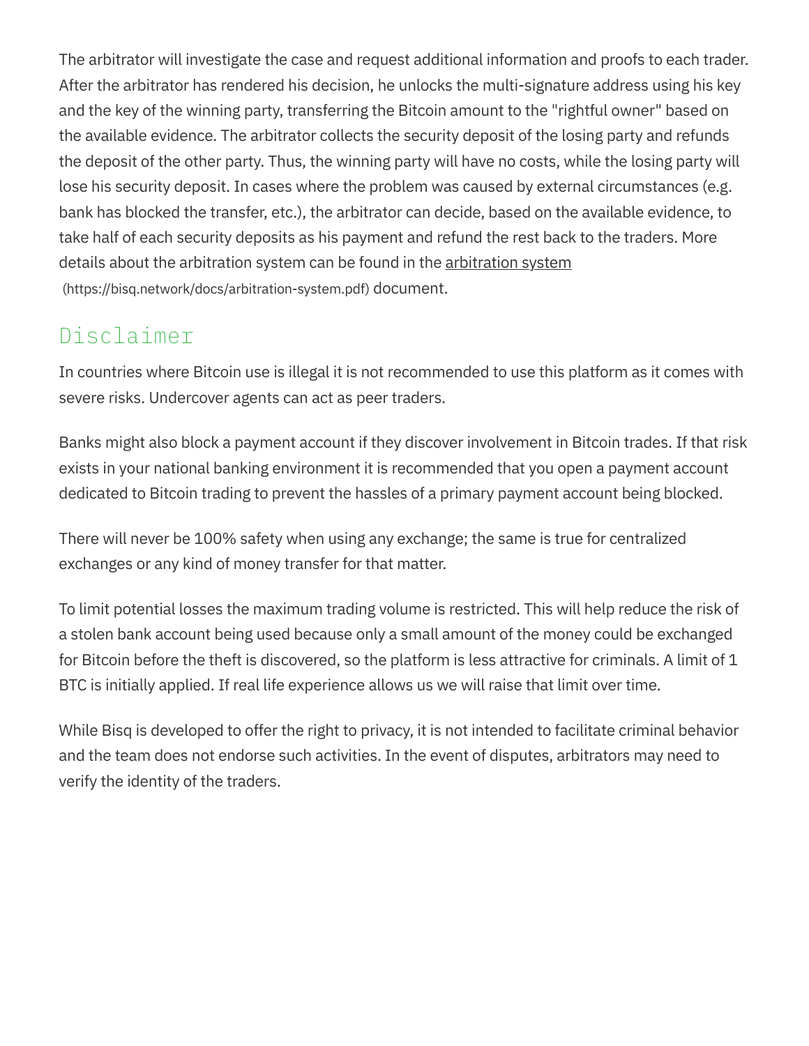The arbitrator will investigate the case and request additional information and proofs to each trader. After the arbitrator has rendered his decision, he unlocks the multi-signature address using his key and the key of the winning party, transferring the Bitcoin amount to the "rightful owner" based on the available evidence. The arbitrator collects the security deposit of the losing party and refunds the deposit of the other party. Thus, the winning party will have no costs, while the losing party will lose his security deposit. In cases where the problem was caused by external circumstances (e.g. bank has blocked the transfer, etc.), the arbitrator can decide, based on the available evidence, to take half of each security deposits as his payment and refund the rest back to the traders. More details about the arbitration system can be found in the arbitration system (https://bisq.network/docs/arbitration-system.pdf) document.

## Disclaimer

In countries where Bitcoin use is illegal it is not recommended to use this platform as it comes with severe risks. Undercover agents can act as peer traders.

Banks might also block a payment account if they discover involvement in Bitcoin trades. If that risk exists in your national banking environment it is recommended that you open a payment account dedicated to Bitcoin trading to prevent the hassles of a primary payment account being blocked.

There will never be 100% safety when using any exchange; the same is true for centralized exchanges or any kind of money transfer for that matter.

To limit potential losses the maximum trading volume is restricted. This will help reduce the risk of a stolen bank account being used because only a small amount of the money could be exchanged for Bitcoin before the theft is discovered, so the platform is less attractive for criminals. A limit of 1 BTC is initially applied. If real life experience allows us we will raise that limit over time.

While Bisq is developed to offer the right to privacy, it is not intended to facilitate criminal behavior and the team does not endorse such activities. In the event of disputes, arbitrators may need to verify the identity of the traders.